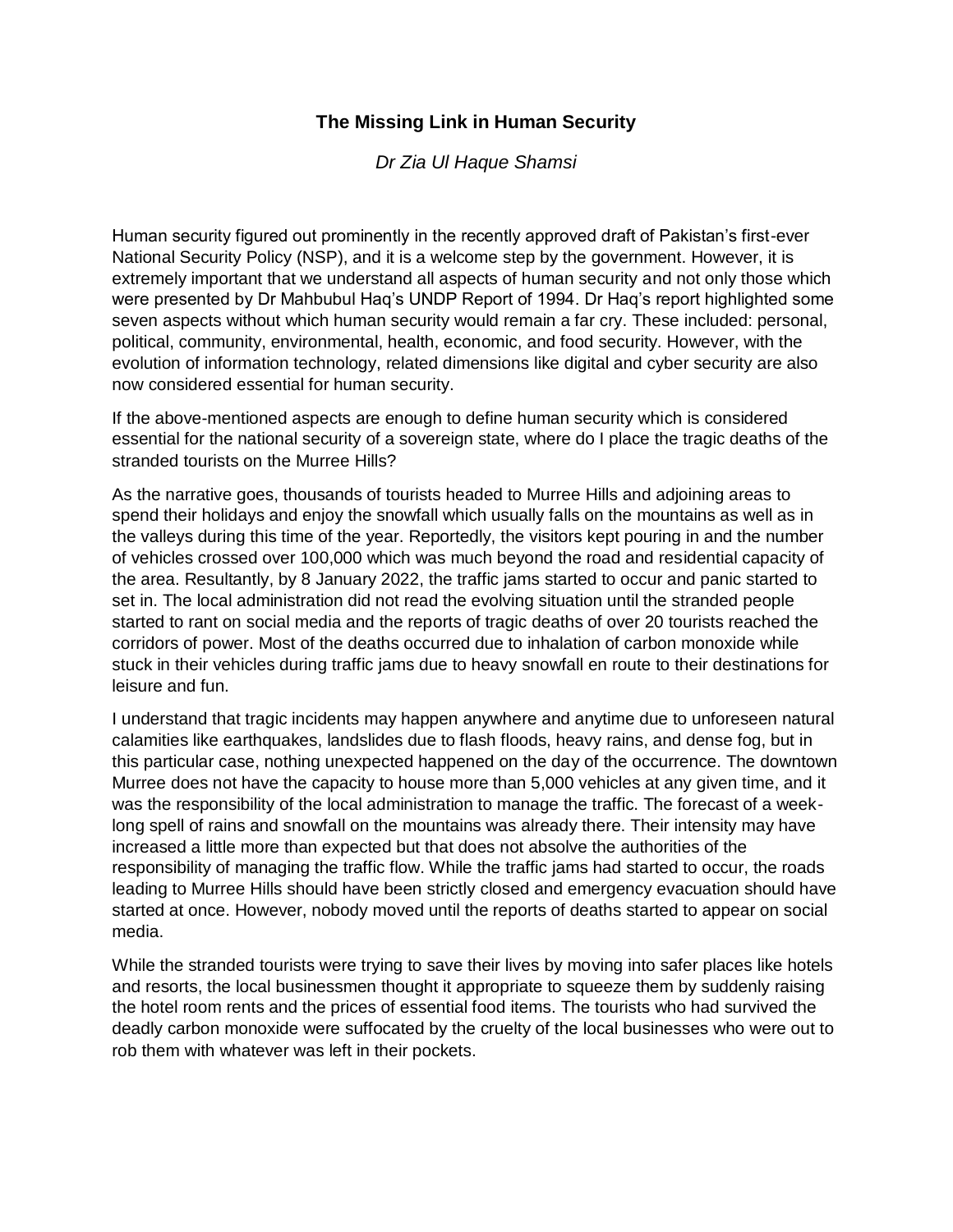# The Missing Link in Human Security

*Dr Zia Ul Haque Shamsi*

Human security figured out prominently in the recently approved draft of Pakistan's first-ever National Security Policy (NSP), and it is a welcome step by the government. However, it is extremely important that we understand all aspects of human security and not only those which were presented by Dr Mahbubul Haq's UNDP Report of 1994. Dr Haq's report highlighted some seven aspects without which human security would remain a far cry. These included: personal, political, community, environmental, health, economic, and food security. However, with the evolution of information technology, related dimensions like digital and cyber security are also now considered essential for human security.

If the above-mentioned aspects are enough to define human security which is considered essential for the national security of a sovereign state, where do I place the tragic deaths of the stranded tourists on the Murree Hills?

As the narrative goes, thousands of tourists headed to Murree Hills and adjoining areas to spend their holidays and enjoy the snowfall which usually falls on the mountains as well as in the valleys during this time of the year. Reportedly, the visitors kept pouring in and the number of vehicles crossed over 100,000 which was much beyond the road and residential capacity of the area. Resultantly, by 8 January 2022, the traffic jams started to occur and panic started to set in. The local administration did not read the evolving situation until the stranded people started to rant on social media and the reports of tragic deaths of over 20 tourists reached the corridors of power. Most of the deaths occurred due to inhalation of carbon monoxide while stuck in their vehicles during traffic jams due to heavy snowfall en route to their destinations for leisure and fun.

I understand that tragic incidents may happen anywhere and anytime due to unforeseen natural calamities like earthquakes, landslides due to flash floods, heavy rains, and dense fog, but in this particular case, nothing unexpected happened on the day of the occurrence. The downtown Murree does not have the capacity to house more than 5,000 vehicles at any given time, and it was the responsibility of the local administration to manage the traffic. The forecast of a week-long spell of rains and snowfall on the mountains was already there. Their intensity may have increased a little more than expected but that does not absolve the authorities of the responsibility of managing the traffic flow. While the traffic jams had started to occur, the roads leading to Murree Hills should have been strictly closed and emergency evacuation should have started at once. However, nobody moved until the reports of deaths started to appear on social media.

While the stranded tourists were trying to save their lives by moving into safer places like hotels and resorts, the local businessmen thought it appropriate to squeeze them by suddenly raising the hotel room rents and the prices of essential food items. The tourists who had survived the deadly carbon monoxide were suffocated by the cruelty of the local businesses who were out to rob them with whatever was left in their pockets.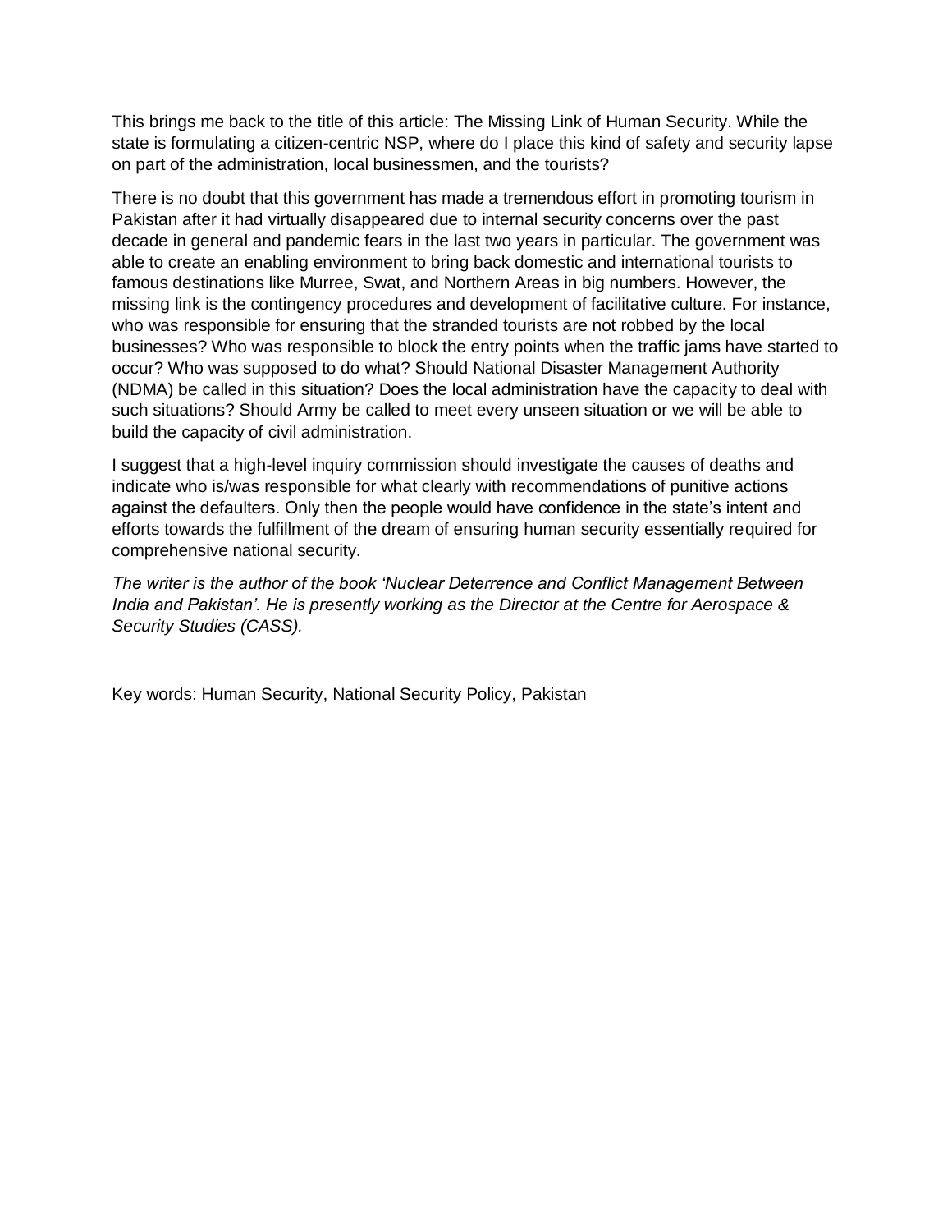This brings me back to the title of this article: The Missing Link of Human Security. While the state is formulating a citizen-centric NSP, where do I place this kind of safety and security lapse on part of the administration, local businessmen, and the tourists?

There is no doubt that this government has made a tremendous effort in promoting tourism in Pakistan after it had virtually disappeared due to internal security concerns over the past decade in general and pandemic fears in the last two years in particular. The government was able to create an enabling environment to bring back domestic and international tourists to famous destinations like Murree, Swat, and Northern Areas in big numbers. However, the missing link is the contingency procedures and development of facilitative culture. For instance, who was responsible for ensuring that the stranded tourists are not robbed by the local businesses? Who was responsible to block the entry points when the traffic jams have started to occur? Who was supposed to do what? Should National Disaster Management Authority (NDMA) be called in this situation? Does the local administration have the capacity to deal with such situations? Should Army be called to meet every unseen situation or we will be able to build the capacity of civil administration.

I suggest that a high-level inquiry commission should investigate the causes of deaths and indicate who is/was responsible for what clearly with recommendations of punitive actions against the defaulters. Only then the people would have confidence in the state's intent and efforts towards the fulfillment of the dream of ensuring human security essentially required for comprehensive national security.

*The writer is the author of the book 'Nuclear Deterrence and Conflict Management Between India and Pakistan'. He is presently working as the Director at the Centre for Aerospace & Security Studies (CASS).*

Key words: Human Security, National Security Policy, Pakistan